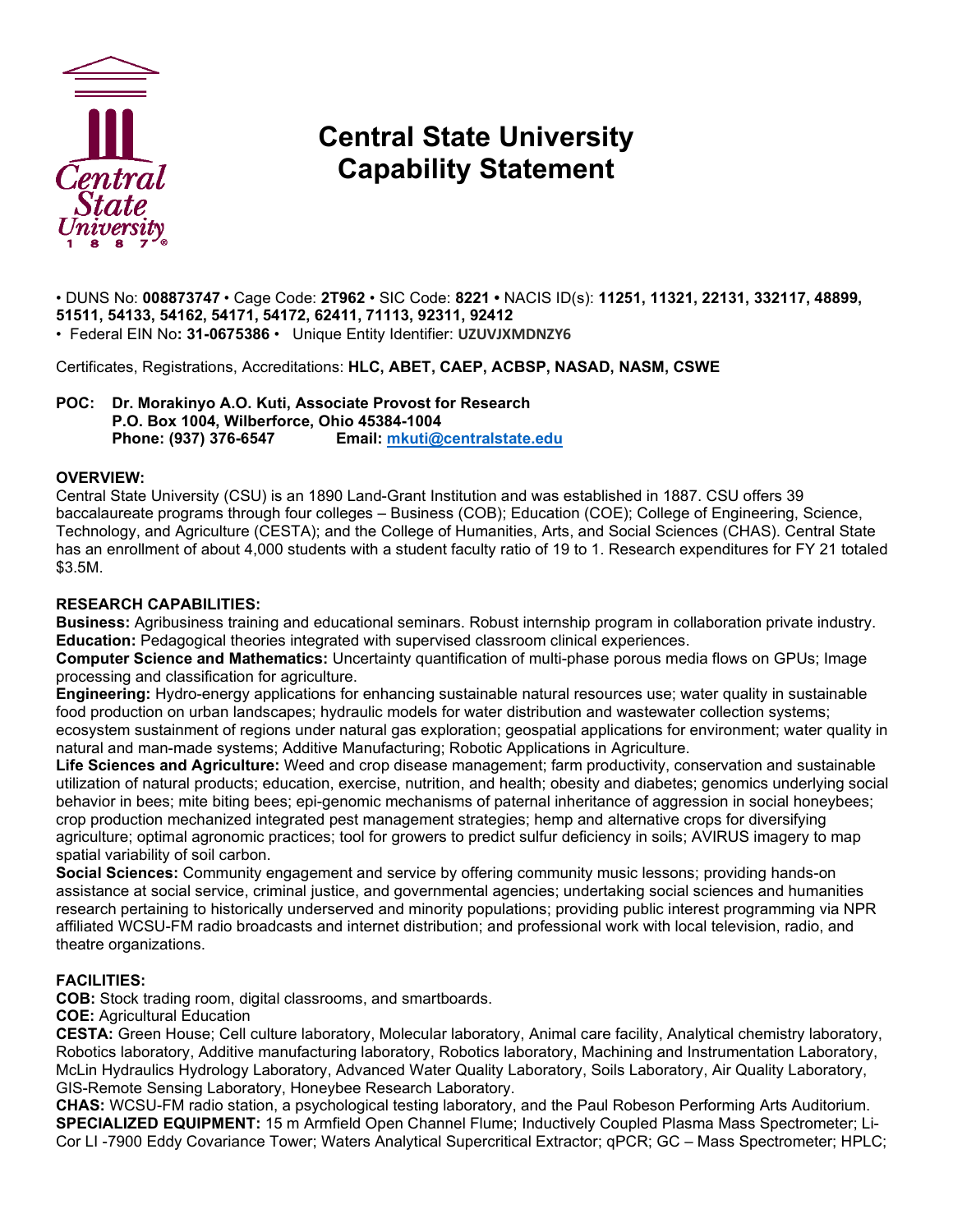# Central State University Capability Statement

• DUNS No: **008873747** • Cage Code: **2T962** • SIC Code: **8221 •** NACIS ID(s): **11251, 11321, 22131, 332117, 48899, 51511, 54133, 54162, 54171, 54172, 62411, 71113, 92311, 92412**
• Federal EIN No**: 31-0675386** • Unique Entity Identifier: **UZUVJXMDNZY6**

Certificates, Registrations, Accreditations: **HLC, ABET, CAEP, ACBSP, NASAD, NASM, CSWE**

**POC: Dr. Morakinyo A.O. Kuti, Associate Provost for Research**
**P.O. Box 1004, Wilberforce, Ohio 45384-1004**
**Phone: (937) 376-6547 Email: mkuti@centralstate.edu**

**OVERVIEW:**
Central State University (CSU) is an 1890 Land-Grant Institution and was established in 1887. CSU offers 39 baccalaureate programs through four colleges – Business (COB); Education (COE); College of Engineering, Science, Technology, and Agriculture (CESTA); and the College of Humanities, Arts, and Social Sciences (CHAS). Central State has an enrollment of about 4,000 students with a student faculty ratio of 19 to 1. Research expenditures for FY 21 totaled $3.5M.

**RESEARCH CAPABILITIES:**
**Business:** Agribusiness training and educational seminars. Robust internship program in collaboration private industry.
**Education:** Pedagogical theories integrated with supervised classroom clinical experiences.
**Computer Science and Mathematics:** Uncertainty quantification of multi-phase porous media flows on GPUs; Image processing and classification for agriculture.
**Engineering:** Hydro-energy applications for enhancing sustainable natural resources use; water quality in sustainable food production on urban landscapes; hydraulic models for water distribution and wastewater collection systems; ecosystem sustainment of regions under natural gas exploration; geospatial applications for environment; water quality in natural and man-made systems; Additive Manufacturing; Robotic Applications in Agriculture.
**Life Sciences and Agriculture:** Weed and crop disease management; farm productivity, conservation and sustainable utilization of natural products; education, exercise, nutrition, and health; obesity and diabetes; genomics underlying social behavior in bees; mite biting bees; epi-genomic mechanisms of paternal inheritance of aggression in social honeybees; crop production mechanized integrated pest management strategies; hemp and alternative crops for diversifying agriculture; optimal agronomic practices; tool for growers to predict sulfur deficiency in soils; AVIRUS imagery to map spatial variability of soil carbon.
**Social Sciences:** Community engagement and service by offering community music lessons; providing hands-on assistance at social service, criminal justice, and governmental agencies; undertaking social sciences and humanities research pertaining to historically underserved and minority populations; providing public interest programming via NPR affiliated WCSU-FM radio broadcasts and internet distribution; and professional work with local television, radio, and theatre organizations.

**FACILITIES:**
**COB:** Stock trading room, digital classrooms, and smartboards.
**COE:** Agricultural Education
**CESTA:** Green House; Cell culture laboratory, Molecular laboratory, Animal care facility, Analytical chemistry laboratory, Robotics laboratory, Additive manufacturing laboratory, Robotics laboratory, Machining and Instrumentation Laboratory, McLin Hydraulics Hydrology Laboratory, Advanced Water Quality Laboratory, Soils Laboratory, Air Quality Laboratory, GIS-Remote Sensing Laboratory, Honeybee Research Laboratory.
**CHAS:** WCSU-FM radio station, a psychological testing laboratory, and the Paul Robeson Performing Arts Auditorium.
**SPECIALIZED EQUIPMENT:** 15 m Armfield Open Channel Flume; Inductively Coupled Plasma Mass Spectrometer; Li-Cor LI -7900 Eddy Covariance Tower; Waters Analytical Supercritical Extractor; qPCR; GC – Mass Spectrometer; HPLC;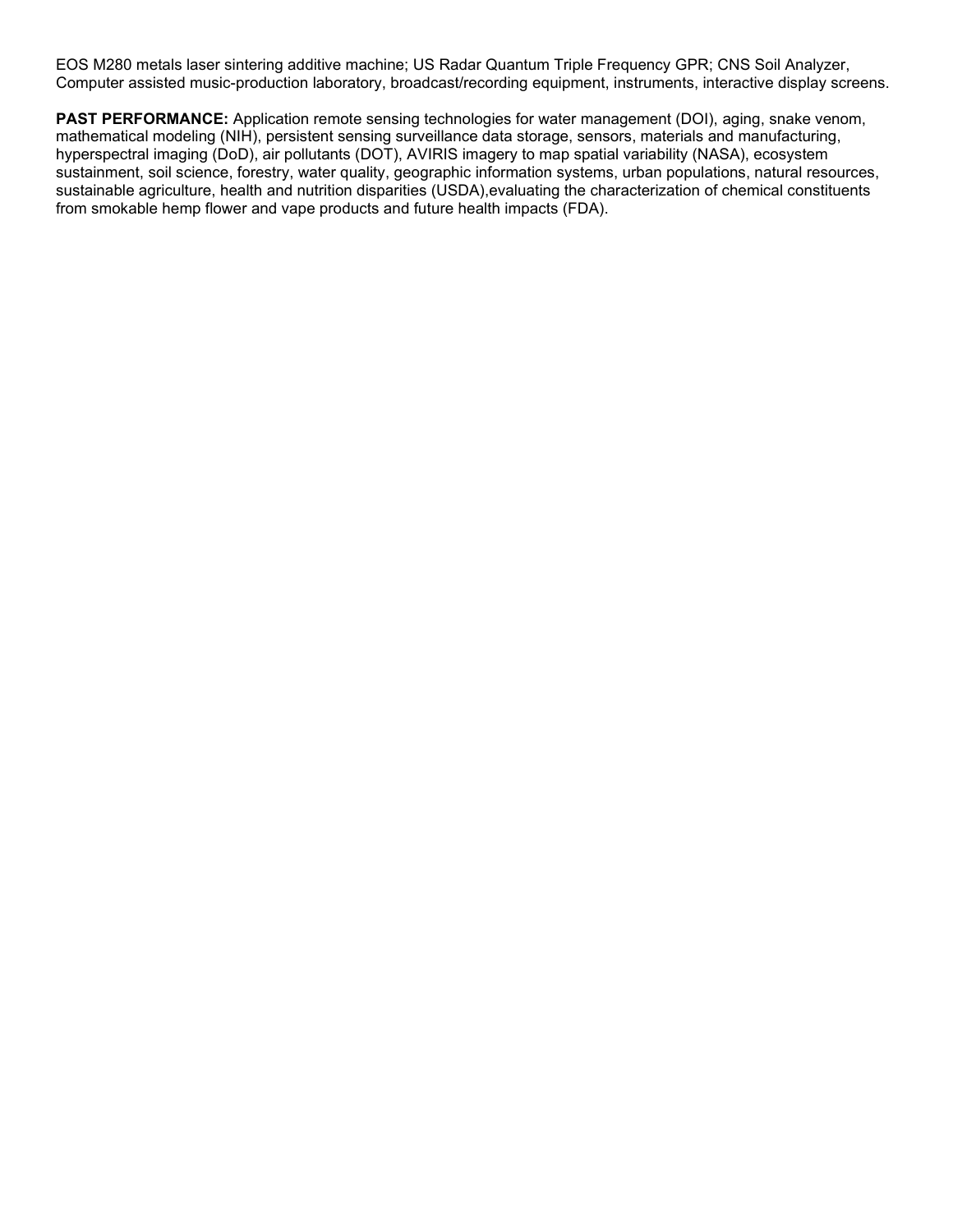EOS M280 metals laser sintering additive machine; US Radar Quantum Triple Frequency GPR; CNS Soil Analyzer, Computer assisted music-production laboratory, broadcast/recording equipment, instruments, interactive display screens.

**PAST PERFORMANCE:** Application remote sensing technologies for water management (DOI), aging, snake venom, mathematical modeling (NIH), persistent sensing surveillance data storage, sensors, materials and manufacturing, hyperspectral imaging (DoD), air pollutants (DOT), AVIRIS imagery to map spatial variability (NASA), ecosystem sustainment, soil science, forestry, water quality, geographic information systems, urban populations, natural resources, sustainable agriculture, health and nutrition disparities (USDA),evaluating the characterization of chemical constituents from smokable hemp flower and vape products and future health impacts (FDA).